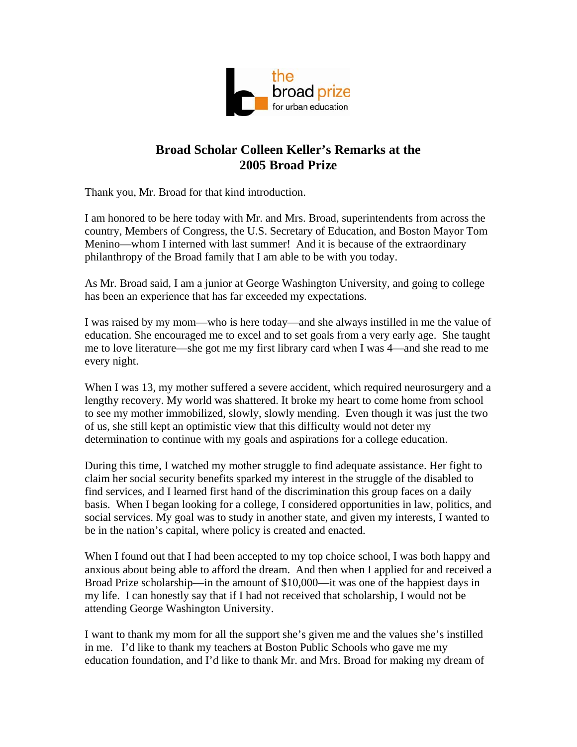# Broad Scholar Colleen Keller's Remarks at the 2005 Broad Prize

Thank you, Mr. Broad for that kind introduction.

I am honored to be here today with Mr. and Mrs. Broad, superintendents from across the country, Members of Congress, the U.S. Secretary of Education, and Boston Mayor Tom Menino—whom I interned with last summer! And it is because of the extraordinary philanthropy of the Broad family that I am able to be with you today.

As Mr. Broad said, I am a junior at George Washington University, and going to college has been an experience that has far exceeded my expectations.

I was raised by my mom—who is here today—and she always instilled in me the value of education. She encouraged me to excel and to set goals from a very early age. She taught me to love literature—she got me my first library card when I was 4—and she read to me every night.

When I was 13, my mother suffered a severe accident, which required neurosurgery and a lengthy recovery. My world was shattered. It broke my heart to come home from school to see my mother immobilized, slowly, slowly mending. Even though it was just the two of us, she still kept an optimistic view that this difficulty would not deter my determination to continue with my goals and aspirations for a college education.

During this time, I watched my mother struggle to find adequate assistance. Her fight to claim her social security benefits sparked my interest in the struggle of the disabled to find services, and I learned first hand of the discrimination this group faces on a daily basis. When I began looking for a college, I considered opportunities in law, politics, and social services. My goal was to study in another state, and given my interests, I wanted to be in the nation's capital, where policy is created and enacted.

When I found out that I had been accepted to my top choice school, I was both happy and anxious about being able to afford the dream. And then when I applied for and received a Broad Prize scholarship—in the amount of $10,000—it was one of the happiest days in my life. I can honestly say that if I had not received that scholarship, I would not be attending George Washington University.

I want to thank my mom for all the support she's given me and the values she's instilled in me. I'd like to thank my teachers at Boston Public Schools who gave me my education foundation, and I'd like to thank Mr. and Mrs. Broad for making my dream of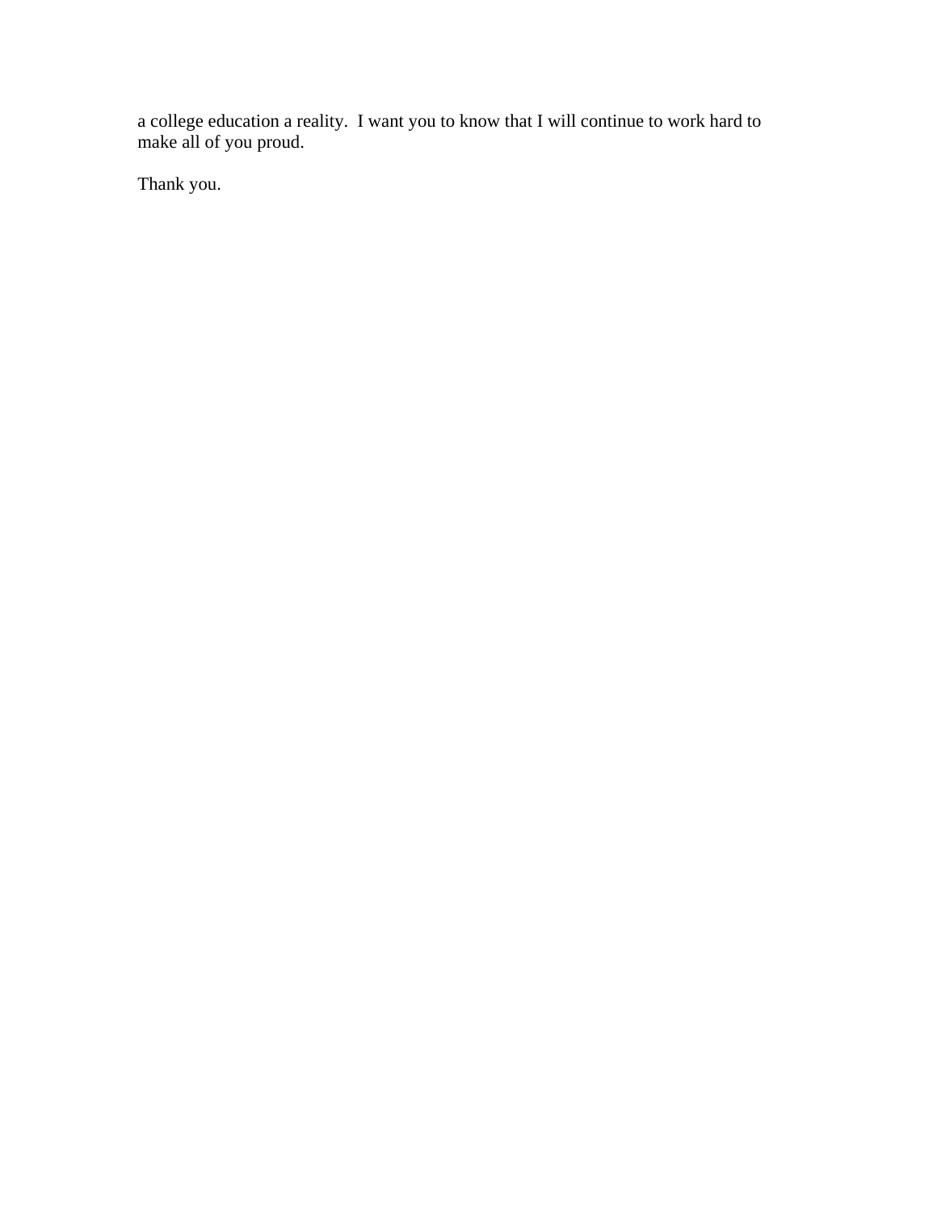a college education a reality. I want you to know that I will continue to work hard to make all of you proud.

Thank you.